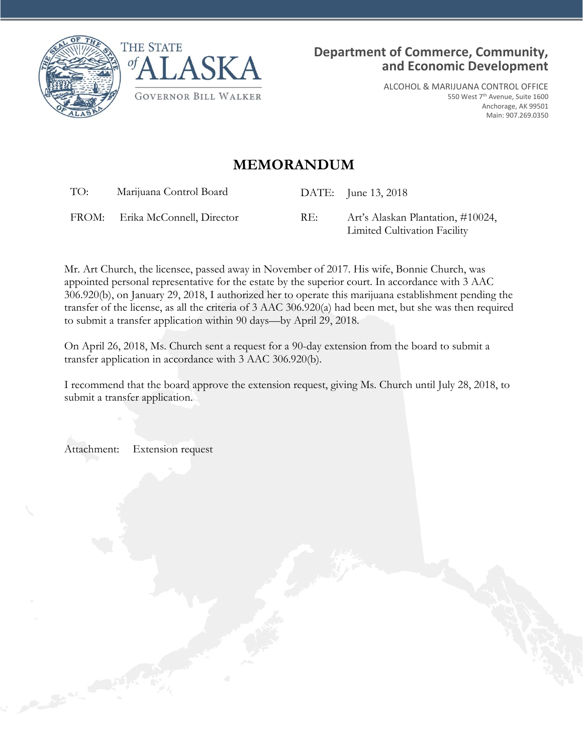THE STATE of ALASKA

GOVERNOR BILL WALKER

**Department of Commerce, Community, and Economic Development**

ALCOHOL & MARIJUANA CONTROL OFFICE
550 West 7th Avenue, Suite 1600
Anchorage, AK 99501
Main: 907.269.0350

# MEMORANDUM

| | | | |
|---|---|---|---|
| TO: | Marijuana Control Board | DATE: | June 13, 2018 |
| FROM: | Erika McConnell, Director | RE: | Art's Alaskan Plantation, #10024, Limited Cultivation Facility |

Mr. Art Church, the licensee, passed away in November of 2017. His wife, Bonnie Church, was appointed personal representative for the estate by the superior court. In accordance with 3 AAC 306.920(b), on January 29, 2018, I authorized her to operate this marijuana establishment pending the transfer of the license, as all the criteria of 3 AAC 306.920(a) had been met, but she was then required to submit a transfer application within 90 days—by April 29, 2018.

On April 26, 2018, Ms. Church sent a request for a 90-day extension from the board to submit a transfer application in accordance with 3 AAC 306.920(b).

I recommend that the board approve the extension request, giving Ms. Church until July 28, 2018, to submit a transfer application.

Attachment: Extension request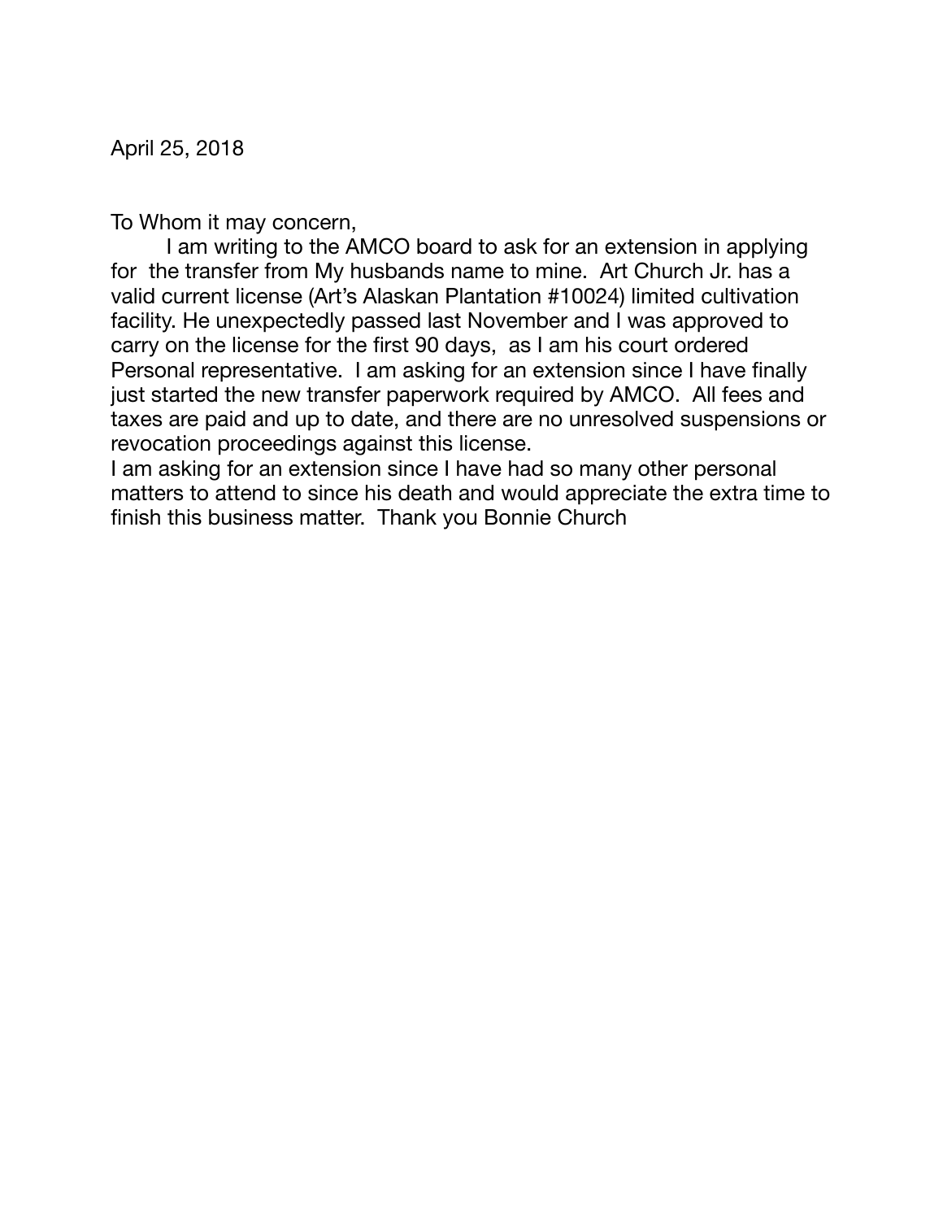April 25, 2018

To Whom it may concern,

I am writing to the AMCO board to ask for an extension in applying for the transfer from My husbands name to mine. Art Church Jr. has a valid current license (Art's Alaskan Plantation #10024) limited cultivation facility. He unexpectedly passed last November and I was approved to carry on the license for the first 90 days, as I am his court ordered Personal representative. I am asking for an extension since I have finally just started the new transfer paperwork required by AMCO. All fees and taxes are paid and up to date, and there are no unresolved suspensions or revocation proceedings against this license.

I am asking for an extension since I have had so many other personal matters to attend to since his death and would appreciate the extra time to finish this business matter. Thank you Bonnie Church